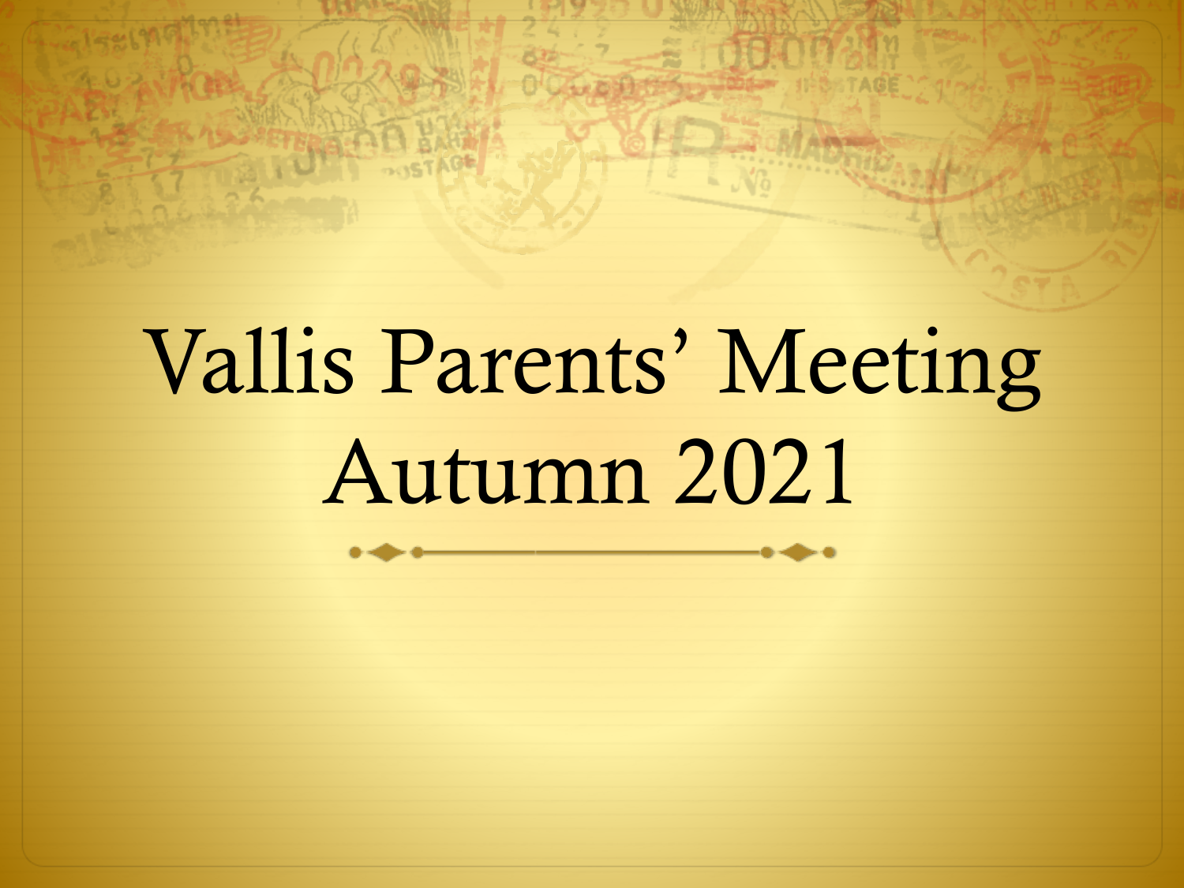# Vallis Parents' Meeting Autumn 2021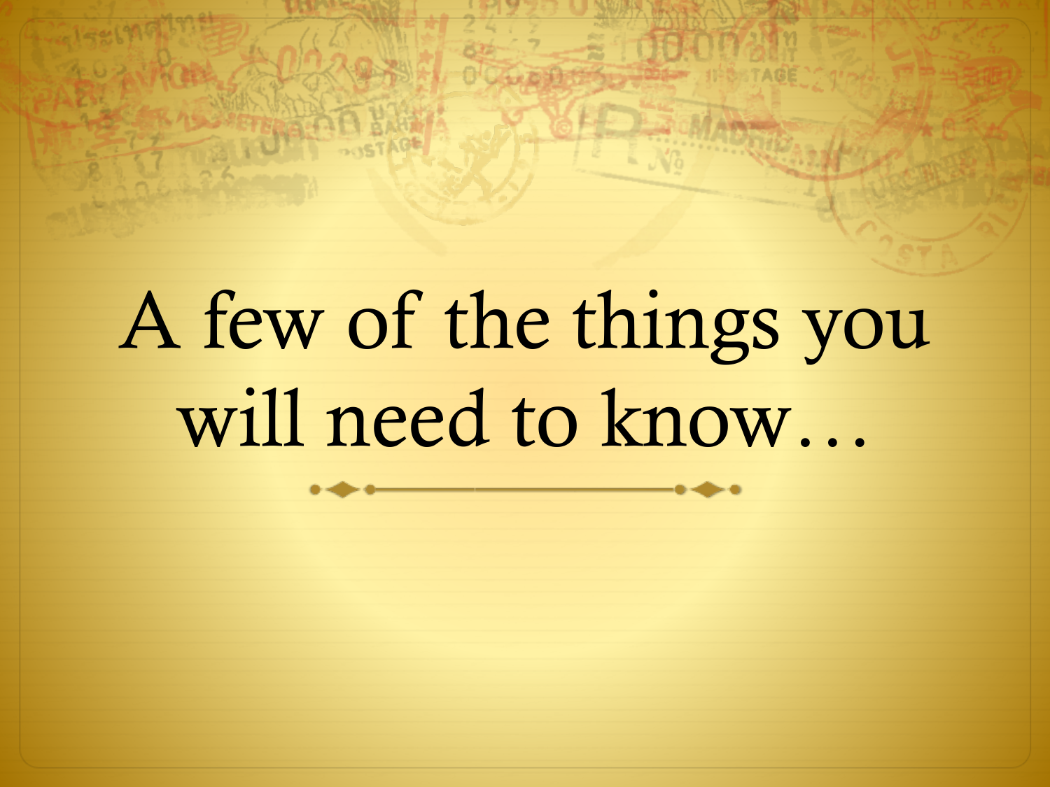# A few of the things you will need to know…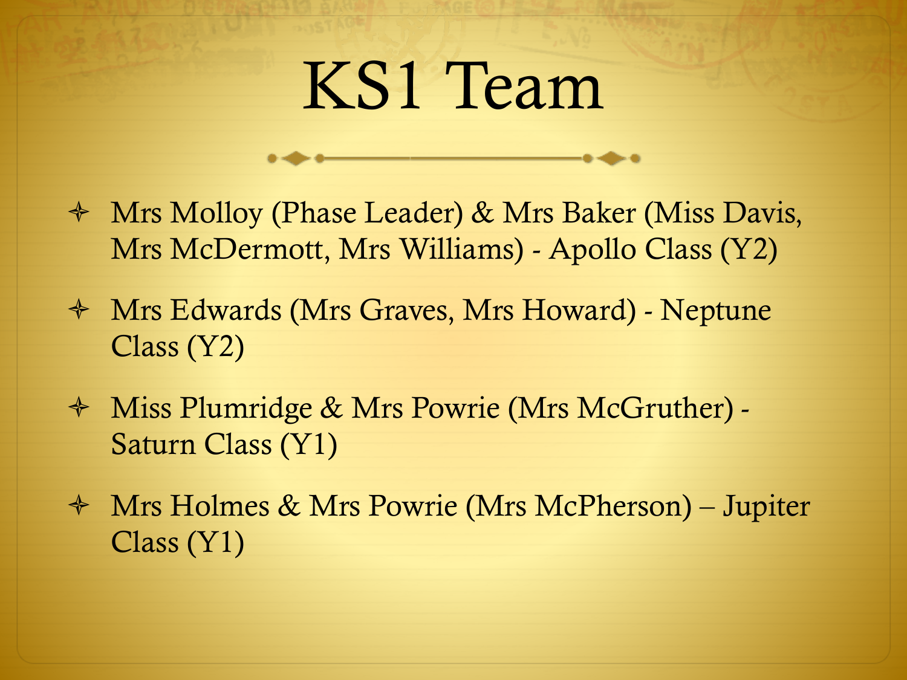# KS1 Team

- Mrs Molloy (Phase Leader) & Mrs Baker (Miss Davis, Mrs McDermott, Mrs Williams) - Apollo Class (Y2)
- Mrs Edwards (Mrs Graves, Mrs Howard) - Neptune Class (Y2)
- Miss Plumridge & Mrs Powrie (Mrs McGruther) - Saturn Class (Y1)
- Mrs Holmes & Mrs Powrie (Mrs McPherson) – Jupiter Class (Y1)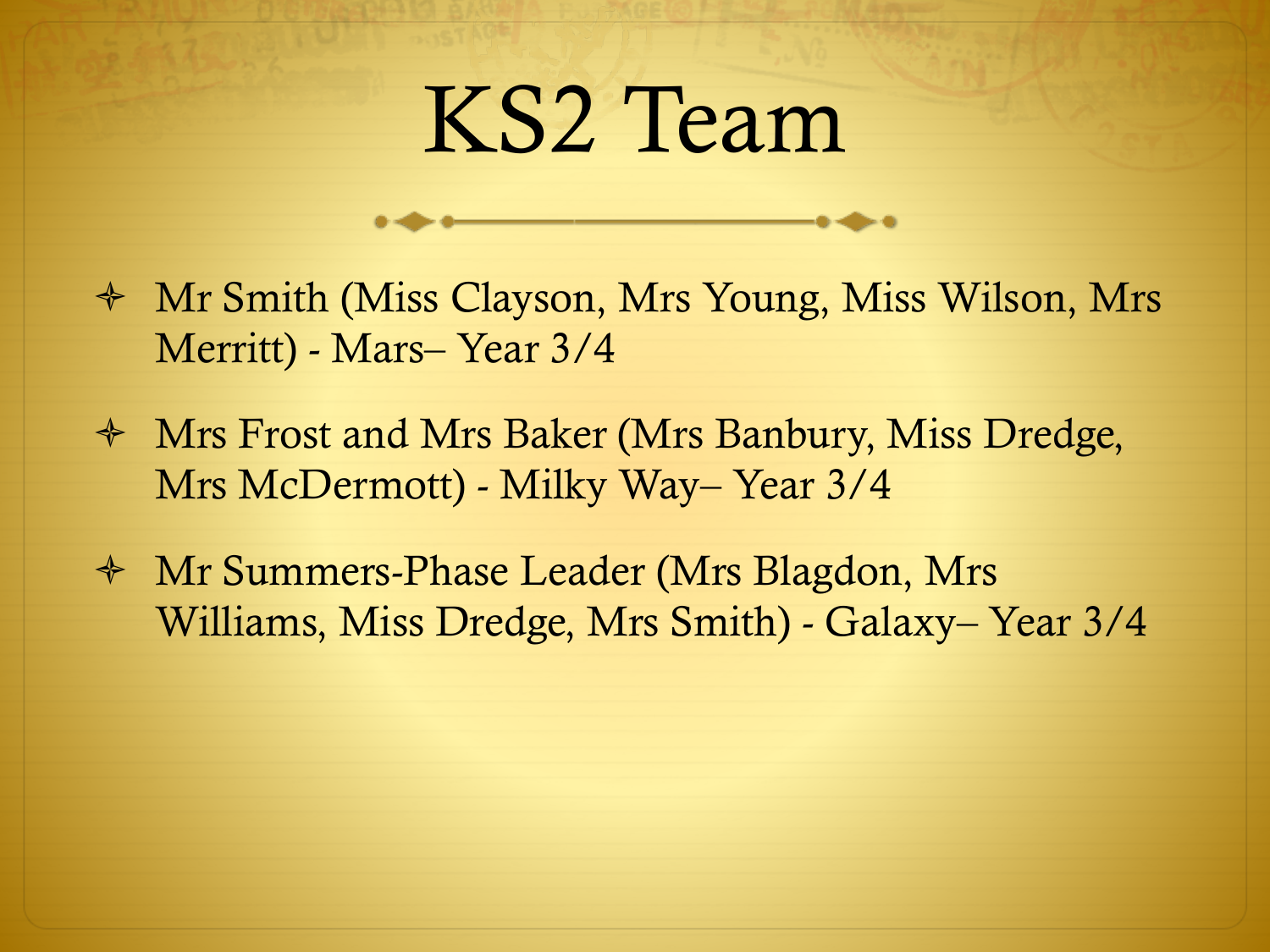# KS2 Team

- Mr Smith (Miss Clayson, Mrs Young, Miss Wilson, Mrs Merritt) - Mars– Year 3/4
- Mrs Frost and Mrs Baker (Mrs Banbury, Miss Dredge, Mrs McDermott) - Milky Way– Year 3/4
- Mr Summers-Phase Leader (Mrs Blagdon, Mrs Williams, Miss Dredge, Mrs Smith) - Galaxy– Year 3/4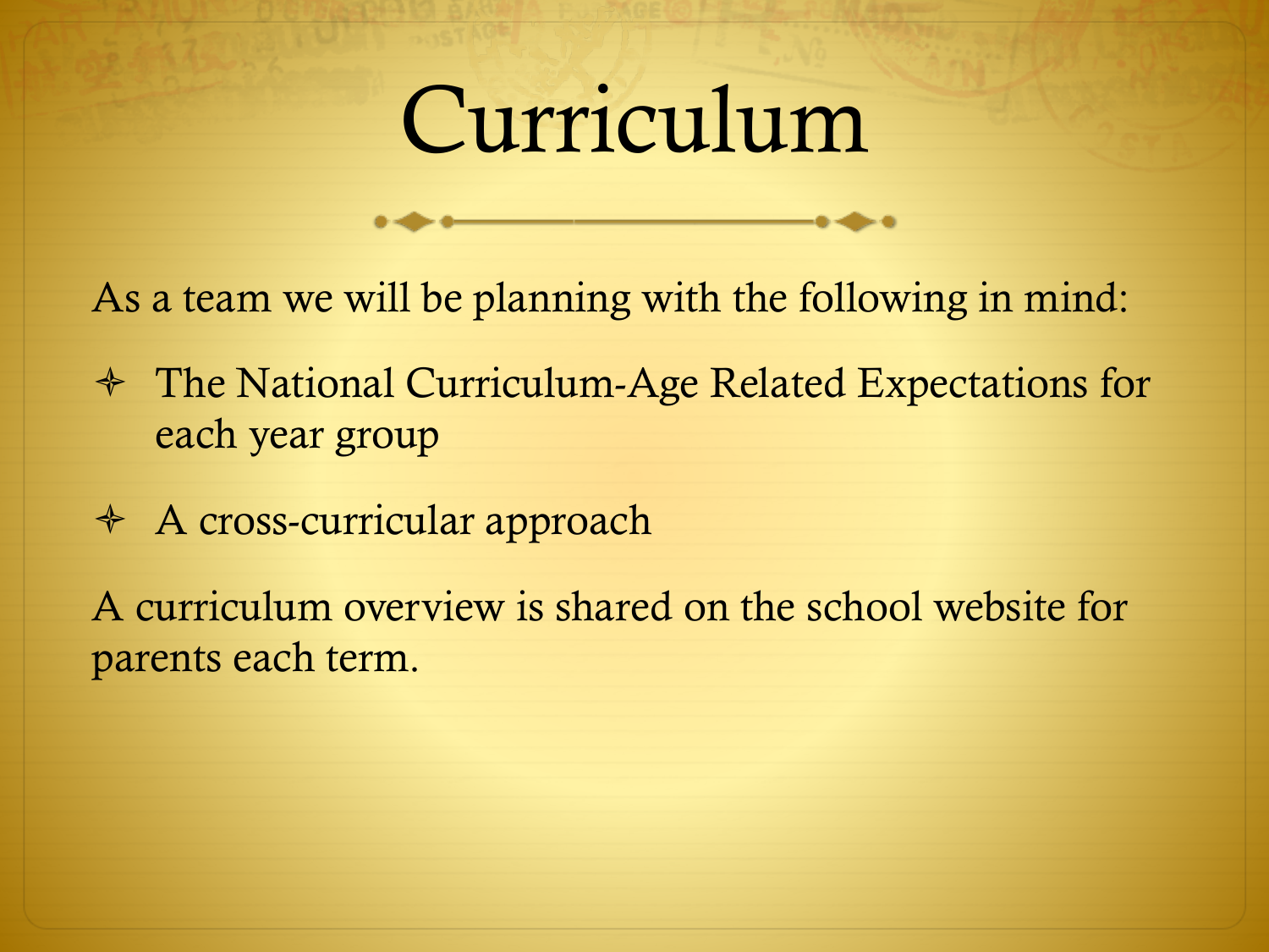# Curriculum

As a team we will be planning with the following in mind:

- The National Curriculum-Age Related Expectations for each year group
- A cross-curricular approach

A curriculum overview is shared on the school website for parents each term.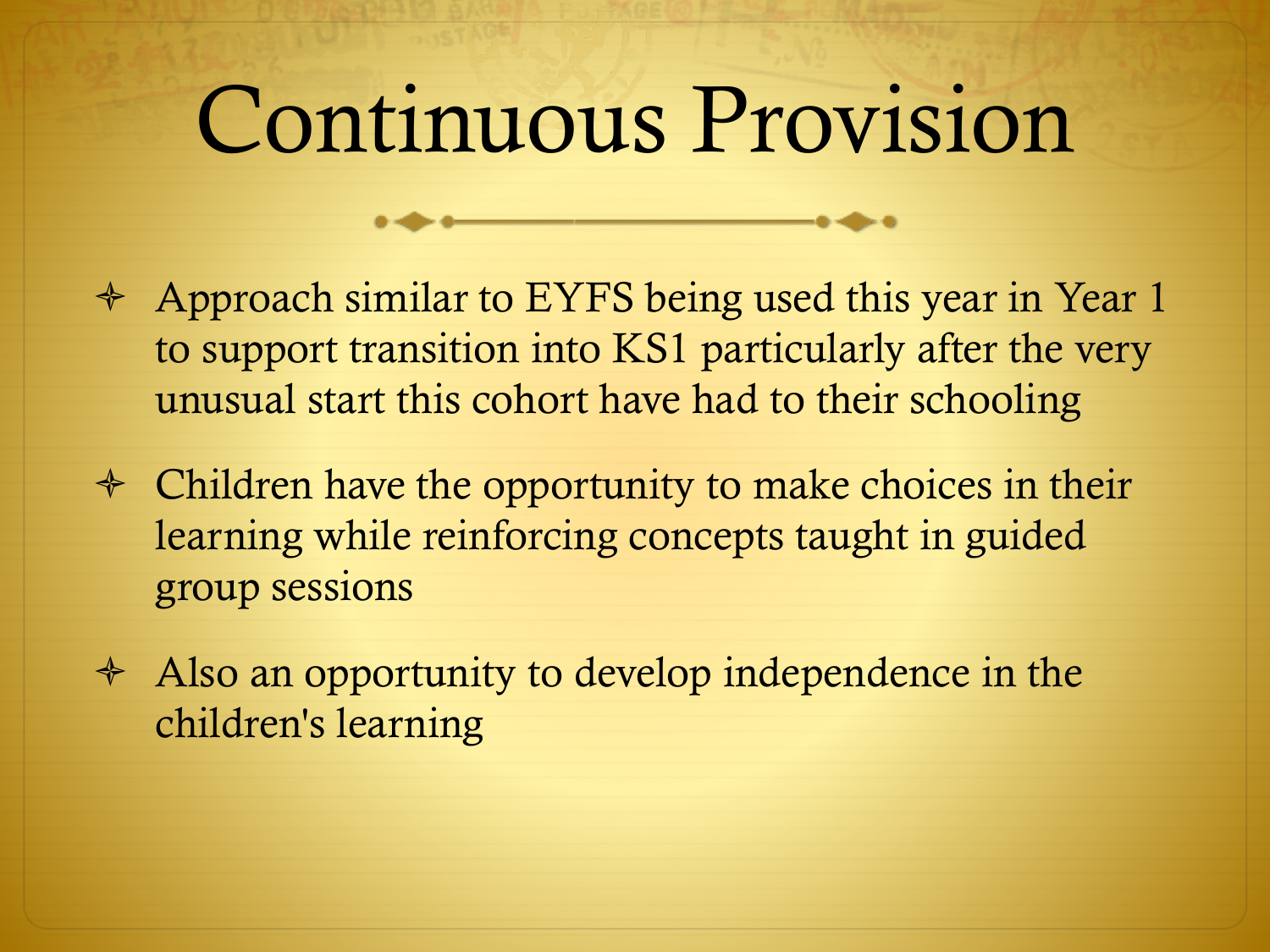# Continuous Provision

- Approach similar to EYFS being used this year in Year 1 to support transition into KS1 particularly after the very unusual start this cohort have had to their schooling
- Children have the opportunity to make choices in their learning while reinforcing concepts taught in guided group sessions
- Also an opportunity to develop independence in the children's learning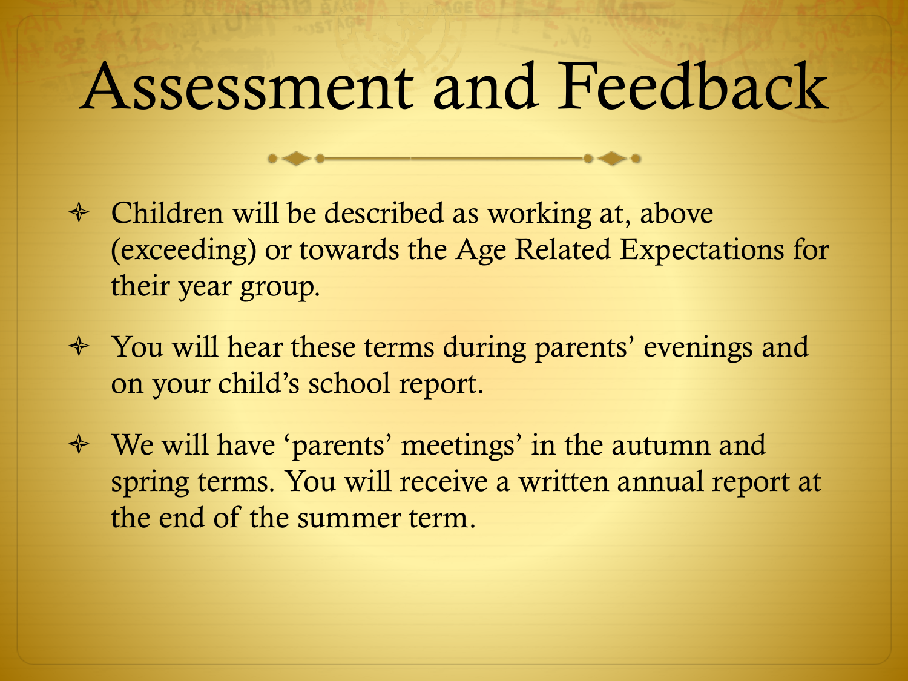# Assessment and Feedback

- Children will be described as working at, above (exceeding) or towards the Age Related Expectations for their year group.
- You will hear these terms during parents' evenings and on your child's school report.
- We will have 'parents' meetings' in the autumn and spring terms. You will receive a written annual report at the end of the summer term.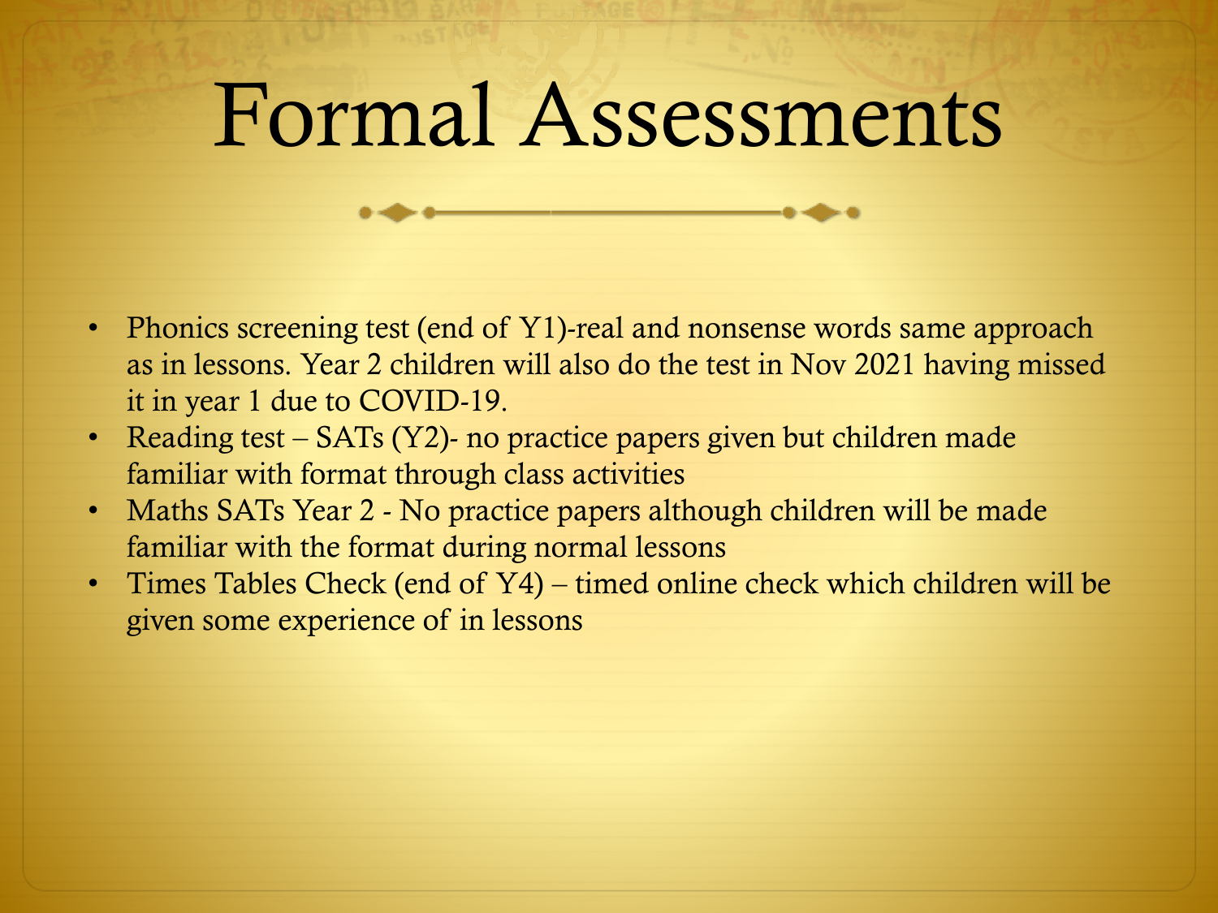# Formal Assessments

- Phonics screening test (end of Y1)-real and nonsense words same approach as in lessons. Year 2 children will also do the test in Nov 2021 having missed it in year 1 due to COVID-19.
- Reading test – SATs (Y2)- no practice papers given but children made familiar with format through class activities
- Maths SATs Year 2 - No practice papers although children will be made familiar with the format during normal lessons
- Times Tables Check (end of Y4) – timed online check which children will be given some experience of in lessons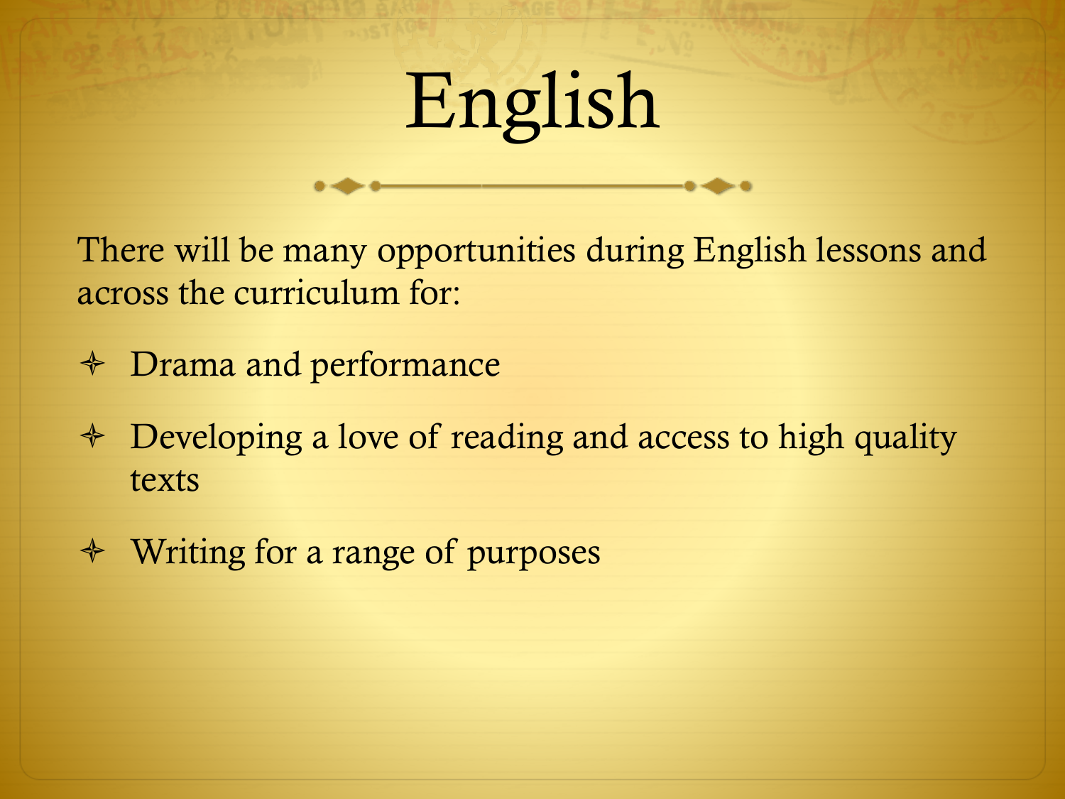# English

There will be many opportunities during English lessons and across the curriculum for:

- Drama and performance
- Developing a love of reading and access to high quality texts
- Writing for a range of purposes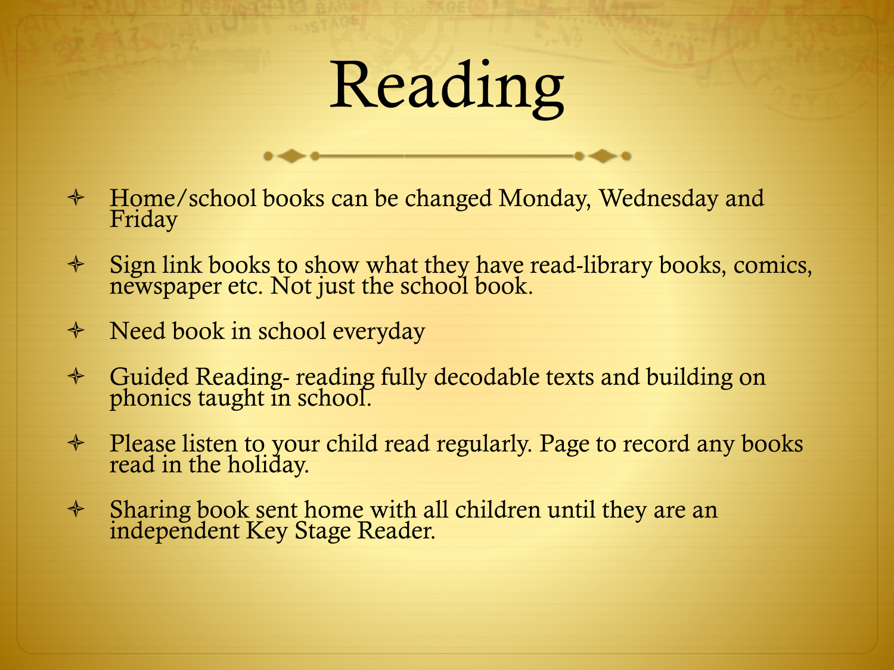# Reading

- Home/school books can be changed Monday, Wednesday and Friday
- Sign link books to show what they have read-library books, comics, newspaper etc. Not just the school book.
- Need book in school everyday
- Guided Reading- reading fully decodable texts and building on phonics taught in school.
- Please listen to your child read regularly. Page to record any books read in the holiday.
- Sharing book sent home with all children until they are an independent Key Stage Reader.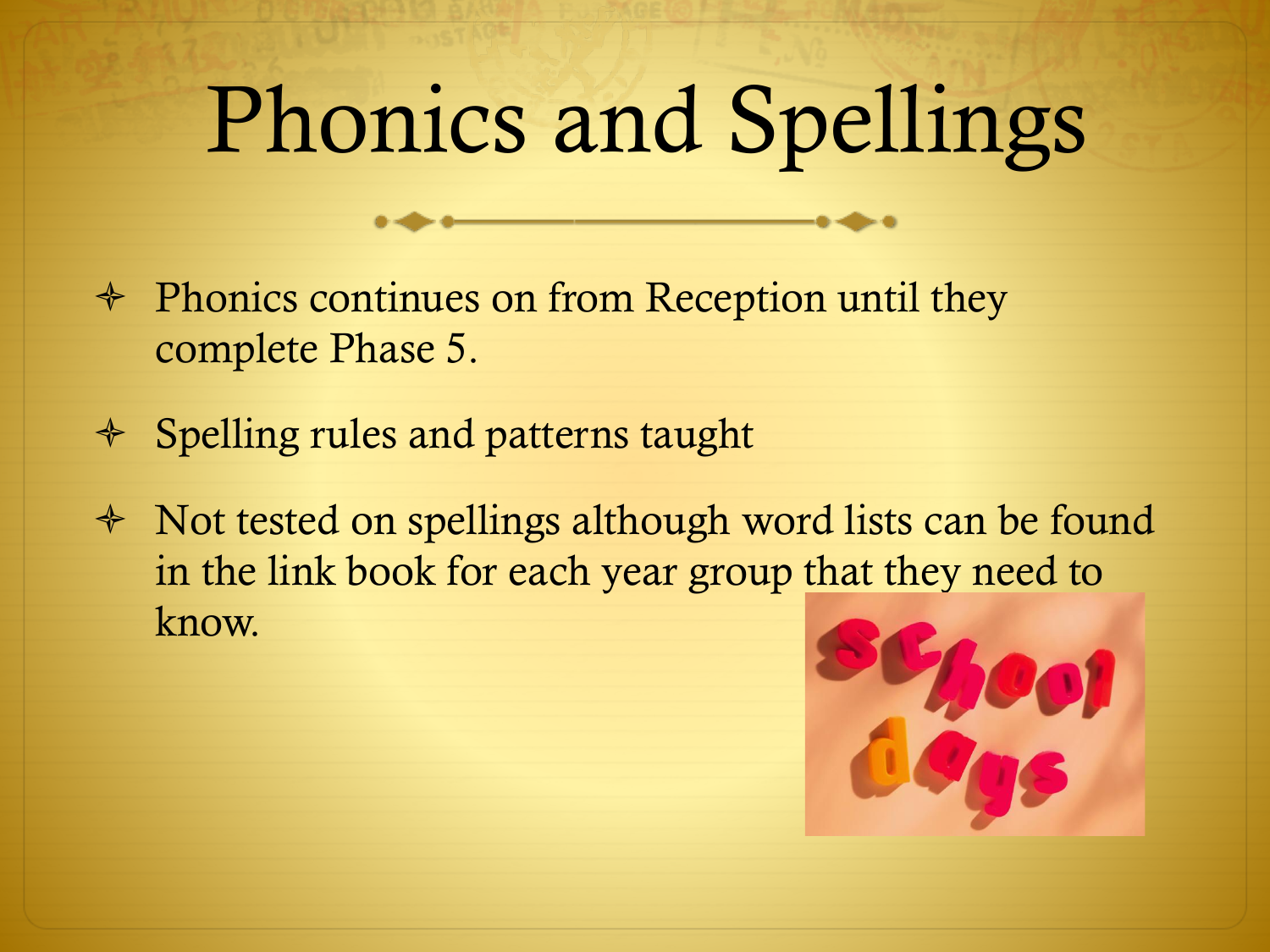# Phonics and Spellings

- Phonics continues on from Reception until they complete Phase 5.
- Spelling rules and patterns taught
- Not tested on spellings although word lists can be found in the link book for each year group that they need to know.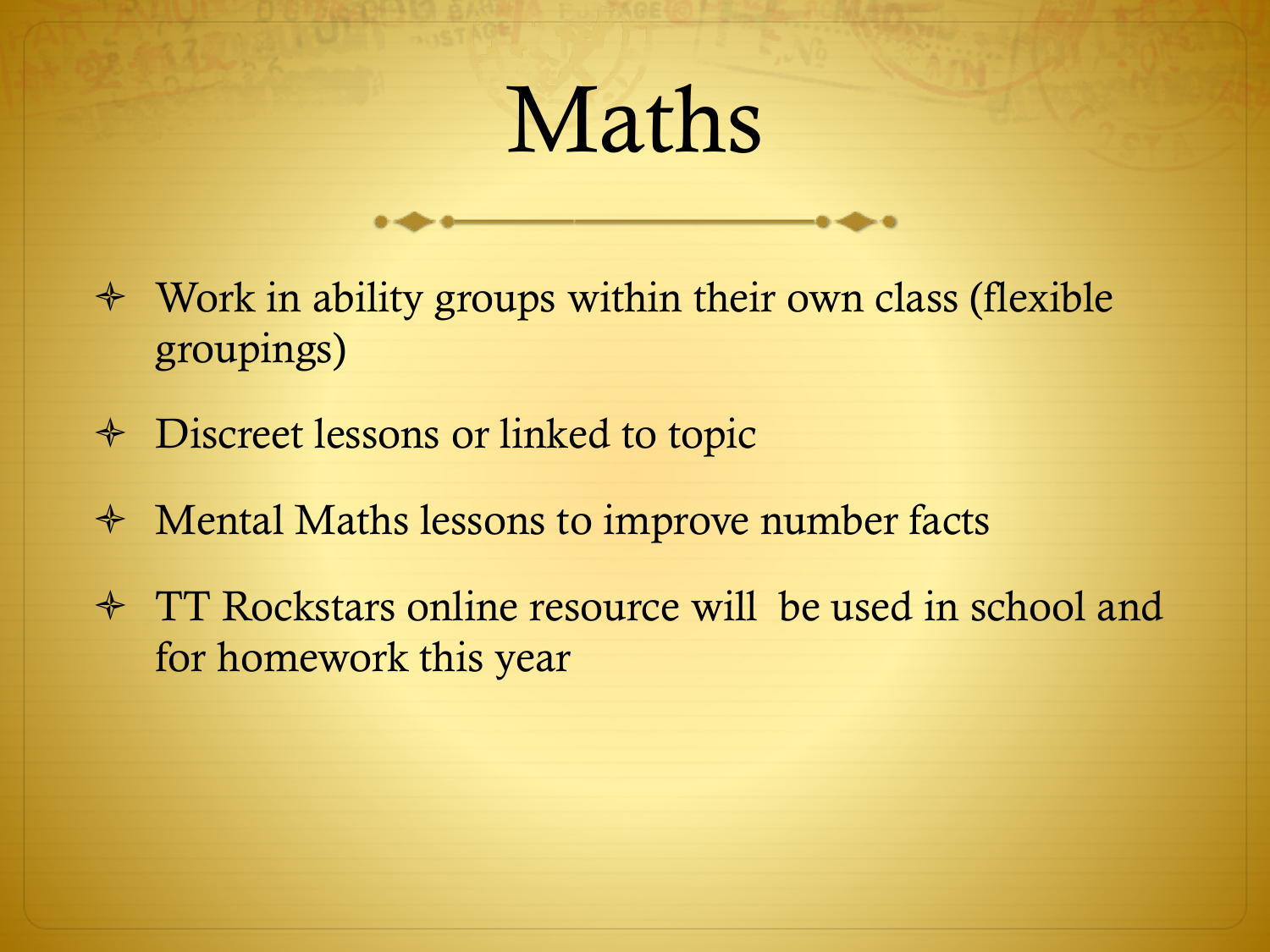# Maths

- Work in ability groups within their own class (flexible groupings)
- Discreet lessons or linked to topic
- Mental Maths lessons to improve number facts
- TT Rockstars online resource will  be used in school and for homework this year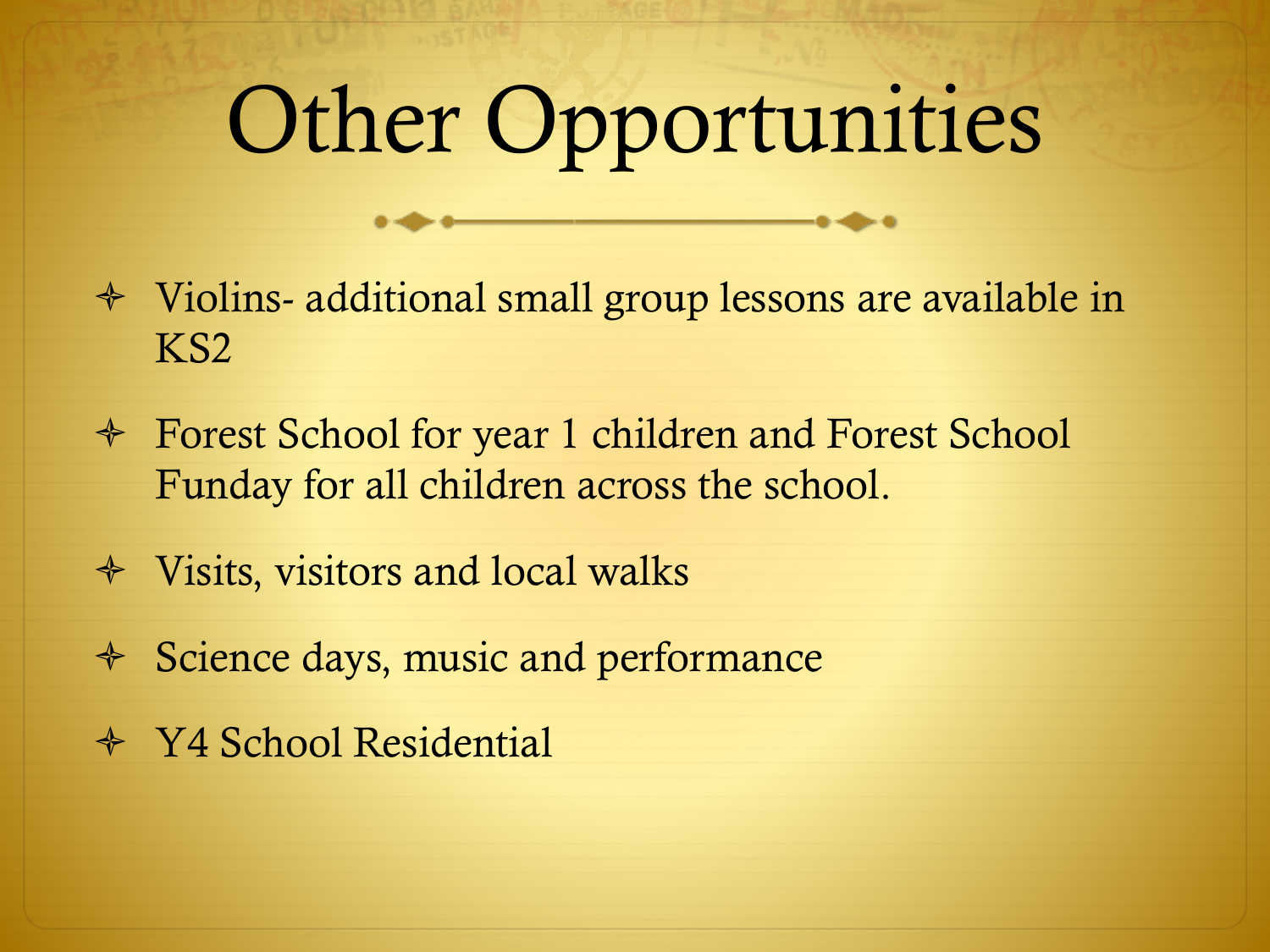# Other Opportunities

- Violins- additional small group lessons are available in KS2
- Forest School for year 1 children and Forest School Funday for all children across the school.
- Visits, visitors and local walks
- Science days, music and performance
- Y4 School Residential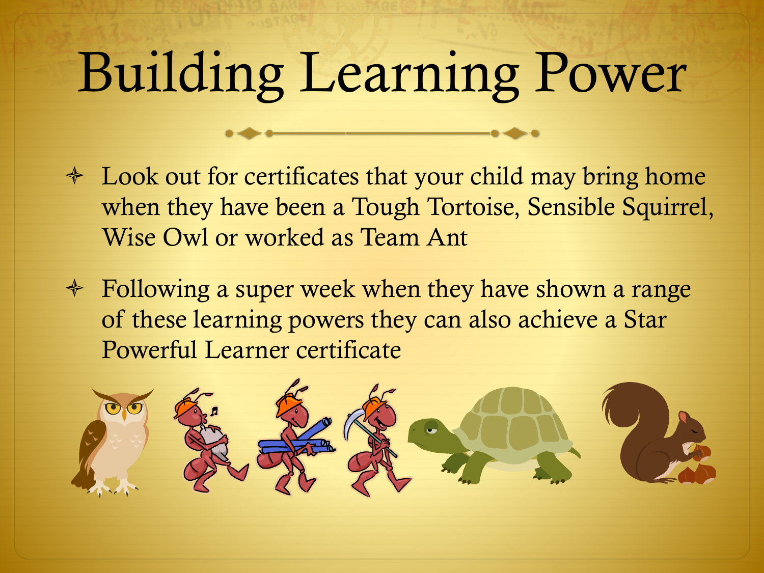# Building Learning Power

- Look out for certificates that your child may bring home when they have been a Tough Tortoise, Sensible Squirrel, Wise Owl or worked as Team Ant
- Following a super week when they have shown a range of these learning powers they can also achieve a Star Powerful Learner certificate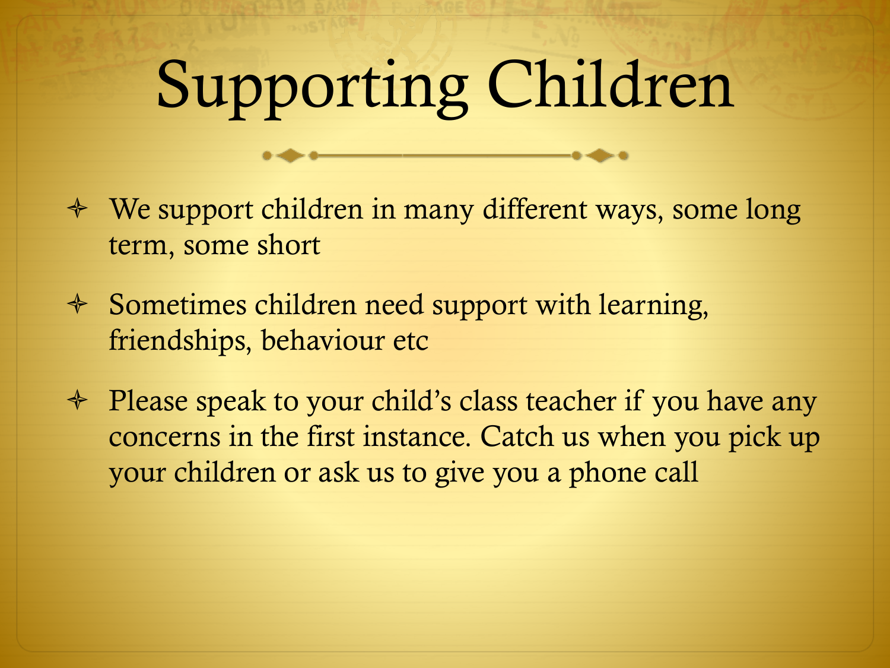# Supporting Children

- We support children in many different ways, some long term, some short
- Sometimes children need support with learning, friendships, behaviour etc
- Please speak to your child's class teacher if you have any concerns in the first instance. Catch us when you pick up your children or ask us to give you a phone call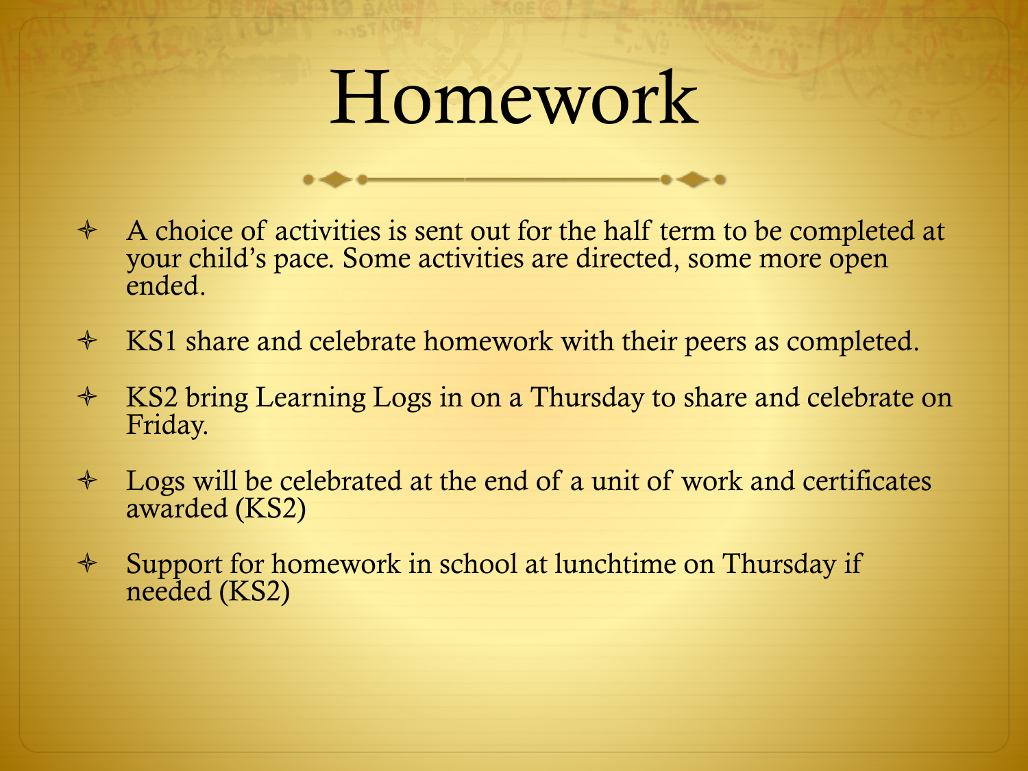# Homework

- A choice of activities is sent out for the half term to be completed at your child's pace. Some activities are directed, some more open ended.
- KS1 share and celebrate homework with their peers as completed.
- KS2 bring Learning Logs in on a Thursday to share and celebrate on Friday.
- Logs will be celebrated at the end of a unit of work and certificates awarded (KS2)
- Support for homework in school at lunchtime on Thursday if needed (KS2)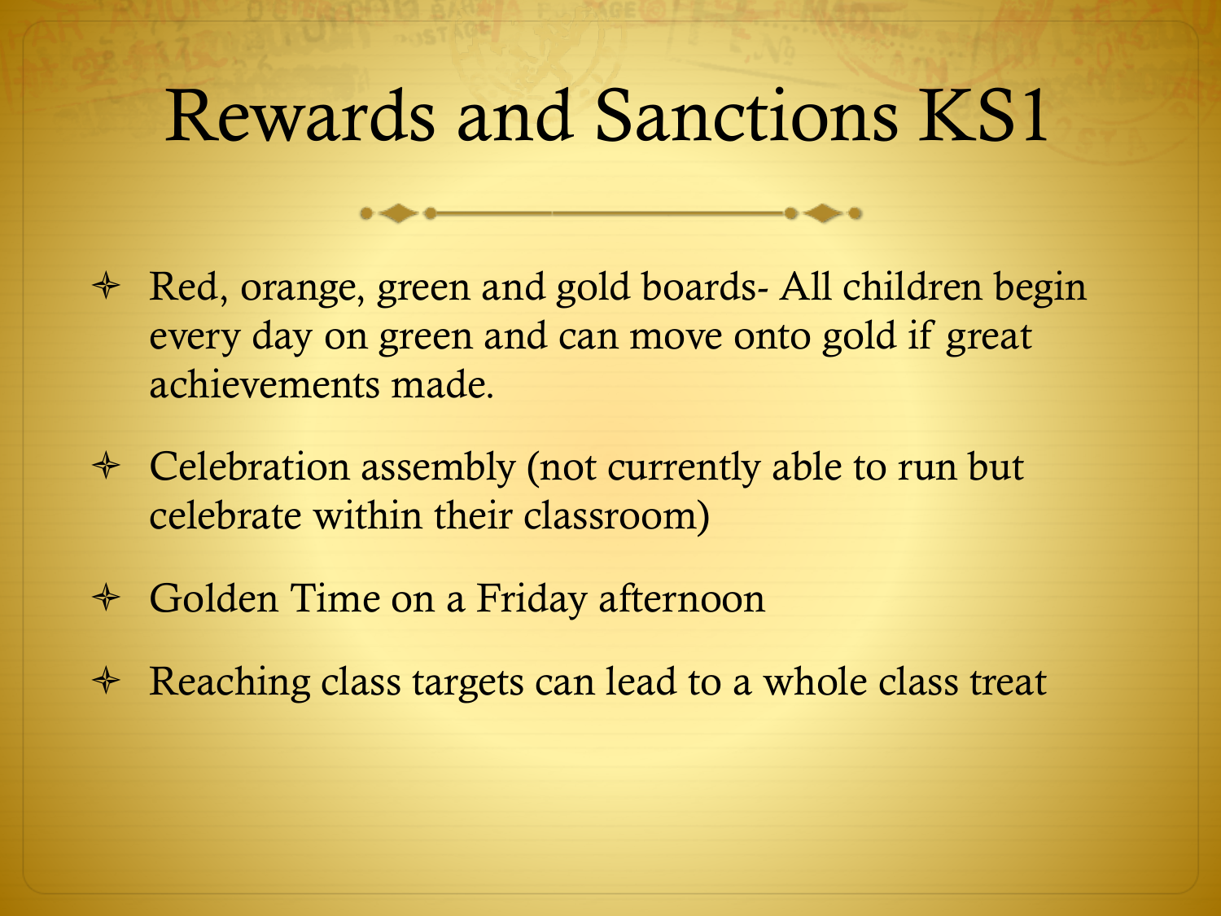# Rewards and Sanctions KS1

- Red, orange, green and gold boards- All children begin every day on green and can move onto gold if great achievements made.
- Celebration assembly (not currently able to run but celebrate within their classroom)
- Golden Time on a Friday afternoon
- Reaching class targets can lead to a whole class treat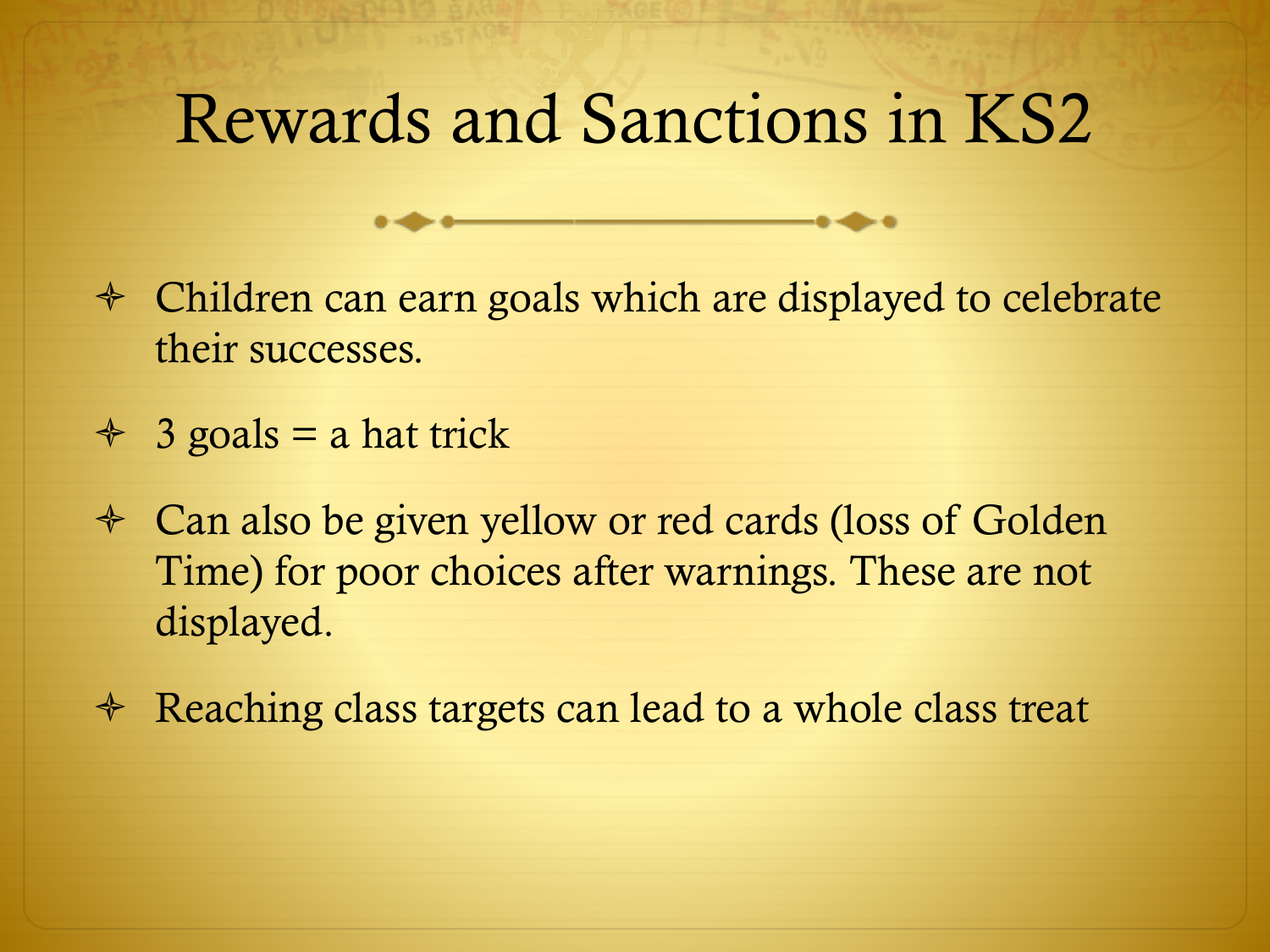# Rewards and Sanctions in KS2

- Children can earn goals which are displayed to celebrate their successes.
- 3 goals = a hat trick
- Can also be given yellow or red cards (loss of Golden Time) for poor choices after warnings. These are not displayed.
- Reaching class targets can lead to a whole class treat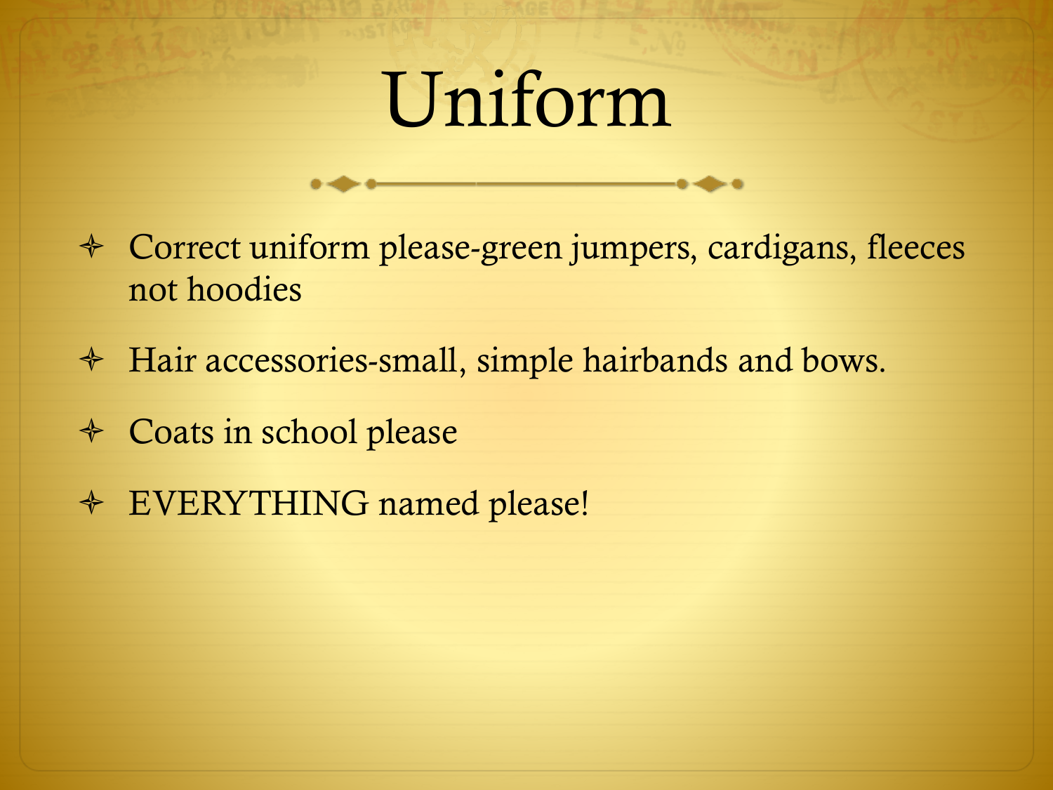# Uniform

- Correct uniform please-green jumpers, cardigans, fleeces not hoodies
- Hair accessories-small, simple hairbands and bows.
- Coats in school please
- EVERYTHING named please!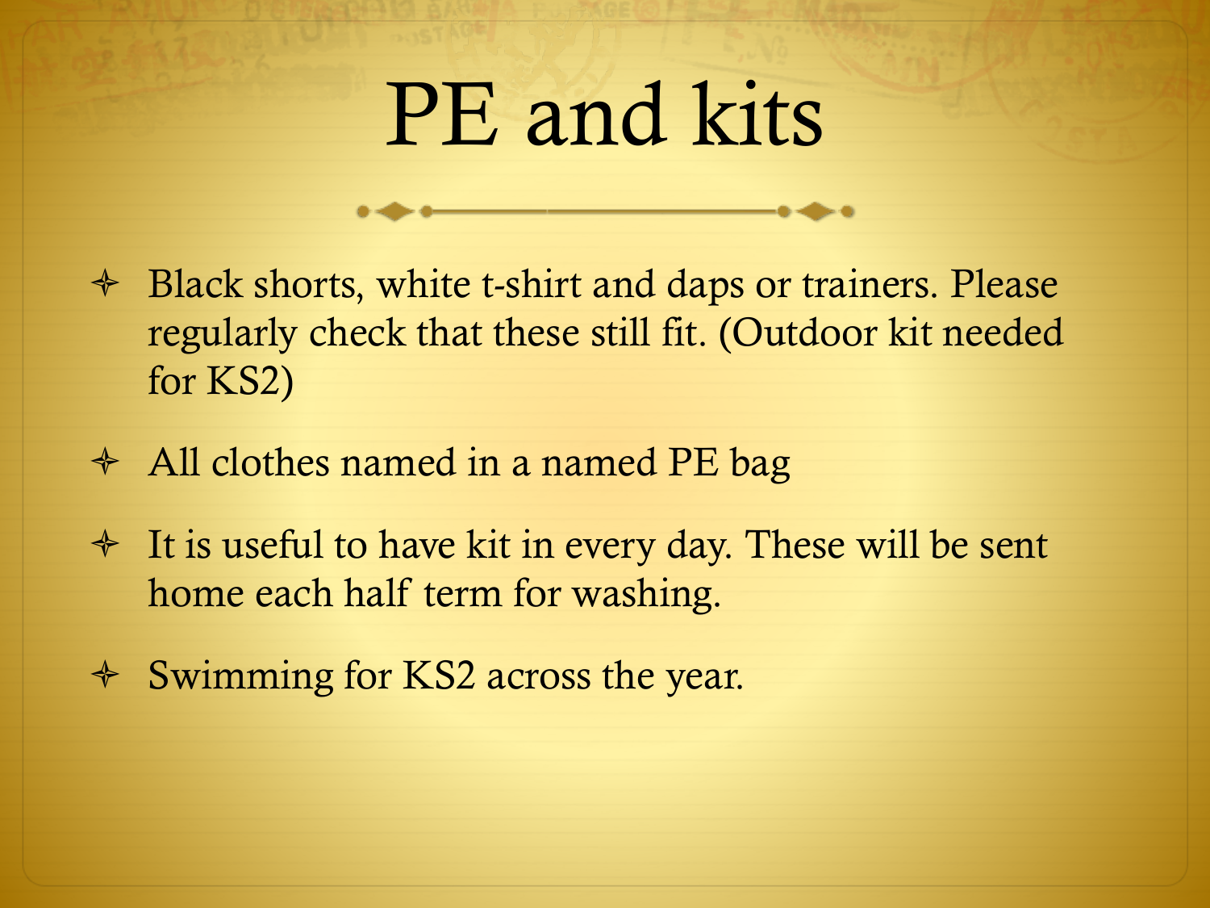# PE and kits

- Black shorts, white t-shirt and daps or trainers. Please regularly check that these still fit. (Outdoor kit needed for KS2)
- All clothes named in a named PE bag
- It is useful to have kit in every day. These will be sent home each half term for washing.
- Swimming for KS2 across the year.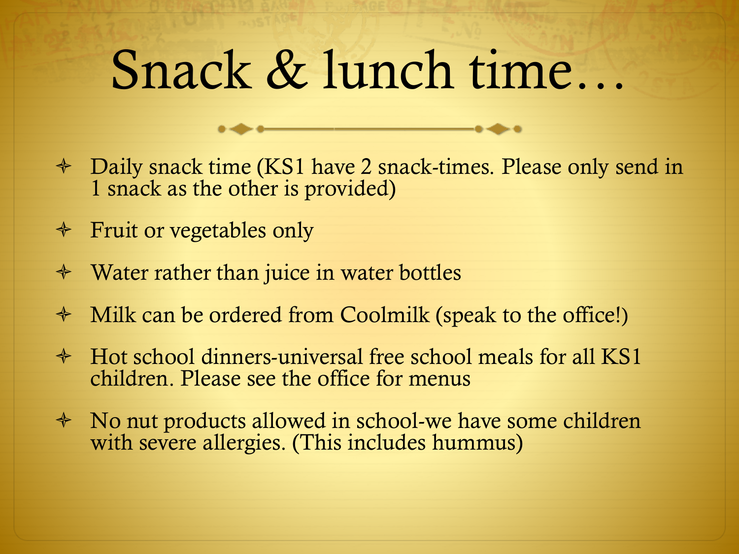# Snack & lunch time…

- Daily snack time (KS1 have 2 snack-times. Please only send in 1 snack as the other is provided)
- Fruit or vegetables only
- Water rather than juice in water bottles
- Milk can be ordered from Coolmilk (speak to the office!)
- Hot school dinners-universal free school meals for all KS1 children. Please see the office for menus
- No nut products allowed in school-we have some children with severe allergies. (This includes hummus)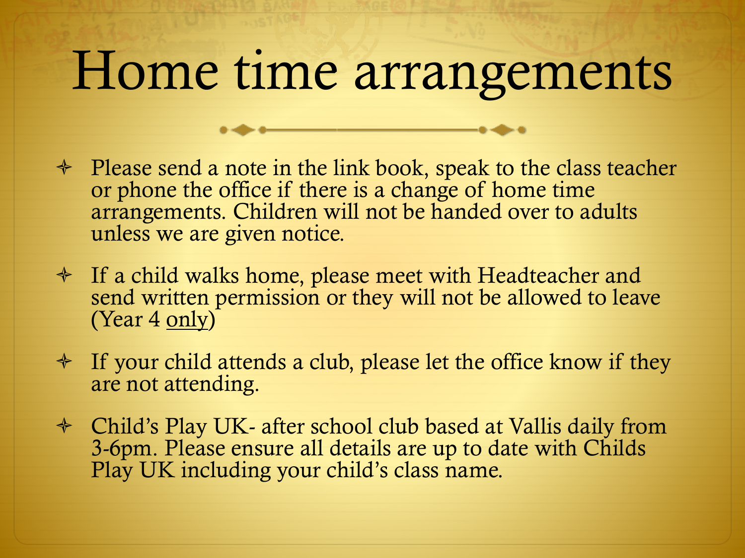# Home time arrangements

- Please send a note in the link book, speak to the class teacher or phone the office if there is a change of home time arrangements. Children will not be handed over to adults unless we are given notice.
- If a child walks home, please meet with Headteacher and send written permission or they will not be allowed to leave (Year 4 <u>only</u>)
- If your child attends a club, please let the office know if they are not attending.
- Child's Play UK- after school club based at Vallis daily from 3-6pm. Please ensure all details are up to date with Childs Play UK including your child's class name.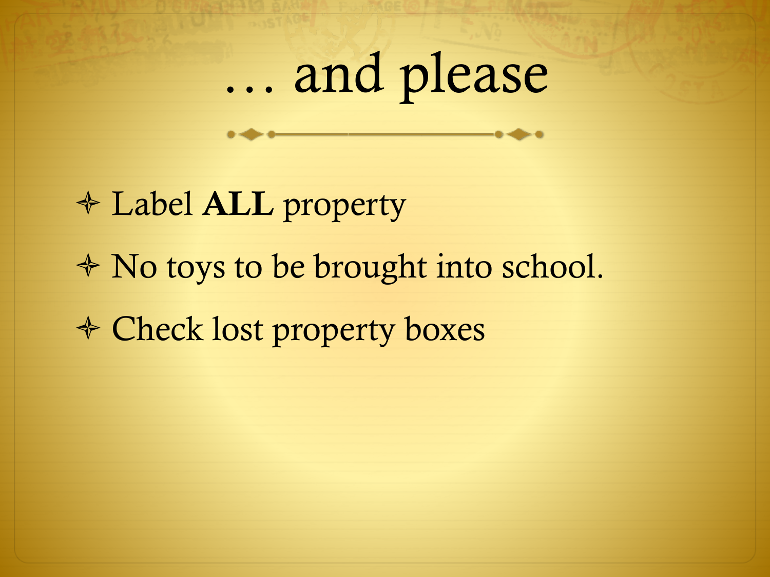# … and please

- Label **ALL** property
- No toys to be brought into school.
- Check lost property boxes